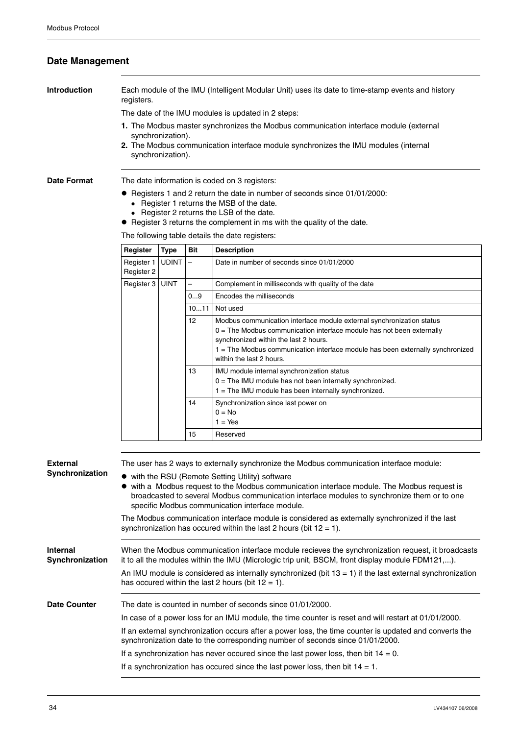## Date Management

### Introduction

Each module of the IMU (Intelligent Modular Unit) uses its date to time-stamp events and history registers.

The date of the IMU modules is updated in 2 steps:

1. The Modbus master synchronizes the Modbus communication interface module (external synchronization).
2. The Modbus communication interface module synchronizes the IMU modules (internal synchronization).

### Date Format

The date information is coded on 3 registers:

- Registers 1 and 2 return the date in number of seconds since 01/01/2000:
  - Register 1 returns the MSB of the date.
  - Register 2 returns the LSB of the date.
- Register 3 returns the complement in ms with the quality of the date.

The following table details the date registers:

| Register | Type | Bit | Description |
| --- | --- | --- | --- |
| Register 1<br>Register 2 | UDINT | – | Date in number of seconds since 01/01/2000 |
| Register 3 | UINT | – | Complement in milliseconds with quality of the date |
| | | 0...9 | Encodes the milliseconds |
| | | 10...11 | Not used |
| | | 12 | Modbus communication interface module external synchronization status<br>0 = The Modbus communication interface module has not been externally synchronized within the last 2 hours.<br>1 = The Modbus communication interface module has been externally synchronized within the last 2 hours. |
| | | 13 | IMU module internal synchronization status<br>0 = The IMU module has not been internally synchronized.<br>1 = The IMU module has been internally synchronized. |
| | | 14 | Synchronization since last power on<br>0 = No<br>1 = Yes |
| | | 15 | Reserved |

### External Synchronization

The user has 2 ways to externally synchronize the Modbus communication interface module:

- with the RSU (Remote Setting Utility) software
- with a Modbus request to the Modbus communication interface module. The Modbus request is broadcasted to several Modbus communication interface modules to synchronize them or to one specific Modbus communication interface module.

The Modbus communication interface module is considered as externally synchronized if the last synchronization has occured within the last 2 hours (bit 12 = 1).

### Internal Synchronization

When the Modbus communication interface module recieves the synchronization request, it broadcasts it to all the modules within the IMU (Micrologic trip unit, BSCM, front display module FDM121,...).

An IMU module is considered as internally synchronized (bit 13 = 1) if the last external synchronization has occured within the last 2 hours (bit 12 = 1).

### Date Counter

The date is counted in number of seconds since 01/01/2000.

In case of a power loss for an IMU module, the time counter is reset and will restart at 01/01/2000.

If an external synchronization occurs after a power loss, the time counter is updated and converts the synchronization date to the corresponding number of seconds since 01/01/2000.

If a synchronization has never occured since the last power loss, then bit 14 = 0.

If a synchronization has occured since the last power loss, then bit 14 = 1.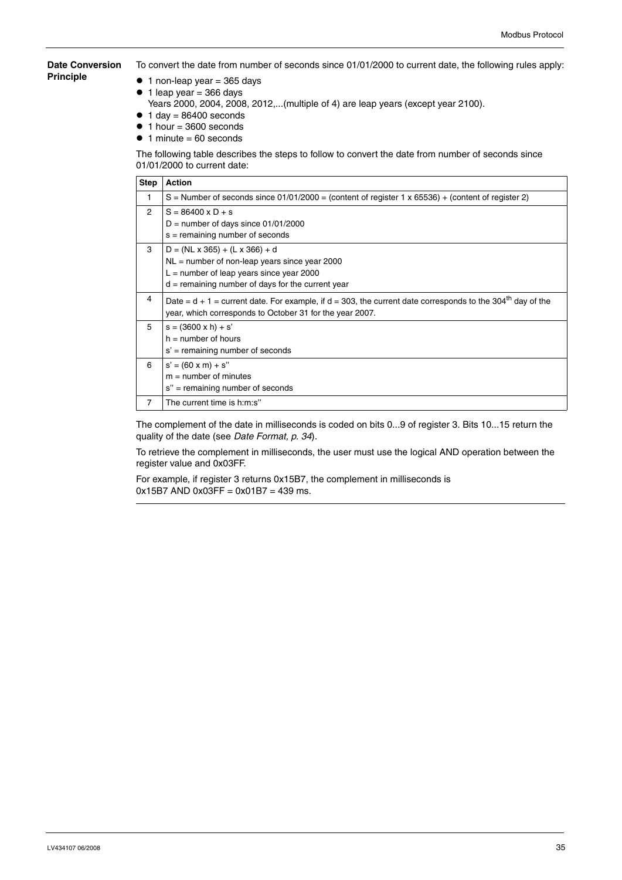#### Date Conversion Principle

To convert the date from number of seconds since 01/01/2000 to current date, the following rules apply:

- 1 non-leap year = 365 days
- 1 leap year = 366 days
  Years 2000, 2004, 2008, 2012,...(multiple of 4) are leap years (except year 2100).
- 1 day = 86400 seconds
- 1 hour = 3600 seconds
- 1 minute = 60 seconds

The following table describes the steps to follow to convert the date from number of seconds since 01/01/2000 to current date:

| Step | Action |
|---|---|
| 1 | S = Number of seconds since 01/01/2000 = (content of register 1 x 65536) + (content of register 2) |
| 2 | S = 86400 x D + s<br>D = number of days since 01/01/2000<br>s = remaining number of seconds |
| 3 | D = (NL x 365) + (L x 366) + d<br>NL = number of non-leap years since year 2000<br>L = number of leap years since year 2000<br>d = remaining number of days for the current year |
| 4 | Date = d + 1 = current date. For example, if d = 303, the current date corresponds to the 304th day of the year, which corresponds to October 31 for the year 2007. |
| 5 | s = (3600 x h) + s'<br>h = number of hours<br>s' = remaining number of seconds |
| 6 | s' = (60 x m) + s''<br>m = number of minutes<br>s'' = remaining number of seconds |
| 7 | The current time is h:m:s'' |

The complement of the date in milliseconds is coded on bits 0...9 of register 3. Bits 10...15 return the quality of the date (see *Date Format, p. 34*).

To retrieve the complement in milliseconds, the user must use the logical AND operation between the register value and 0x03FF.

For example, if register 3 returns 0x15B7, the complement in milliseconds is
0x15B7 AND 0x03FF = 0x01B7 = 439 ms.